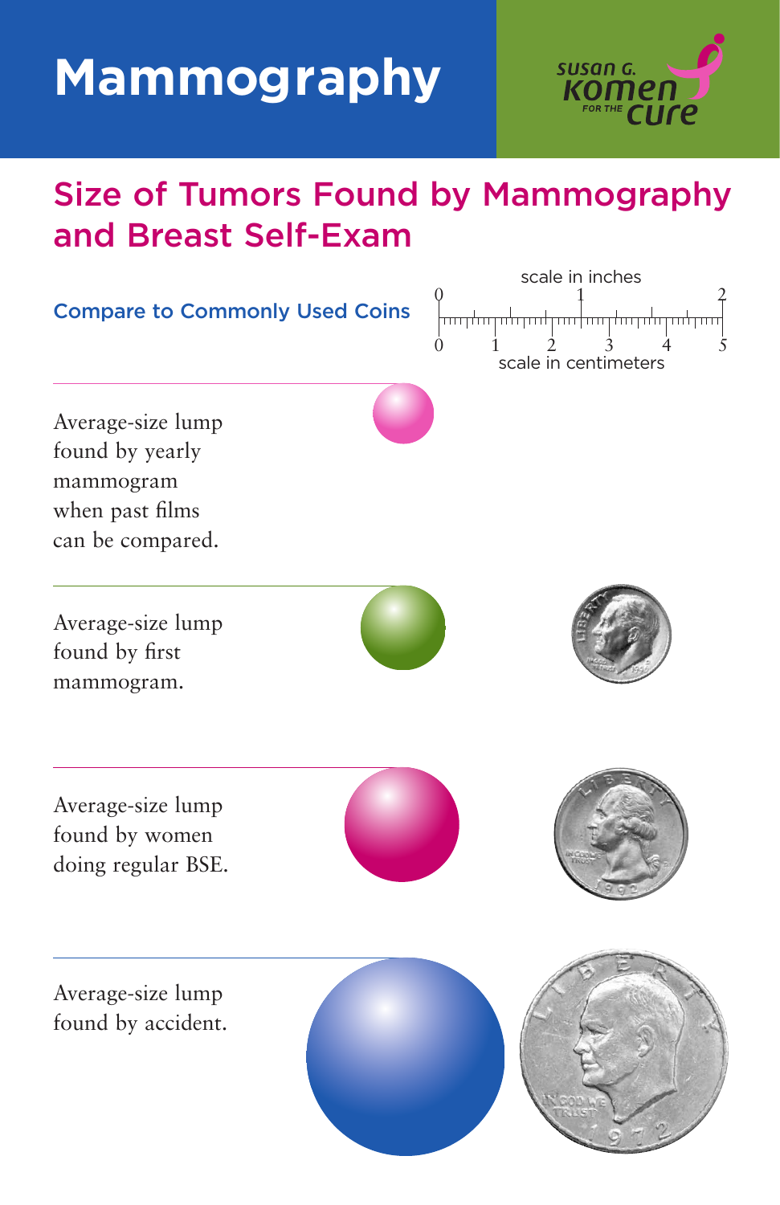# Mammography

SUSAN G. KOMEN FOR THE CURE

## Size of Tumors Found by Mammography and Breast Self-Exam

Compare to Commonly Used Coins

scale in inches

0 1 2

0 1 2 3 4 5

scale in centimeters

Average-size lump found by yearly mammogram when past films can be compared.

Average-size lump found by first mammogram.

Average-size lump found by women doing regular BSE.

Average-size lump found by accident.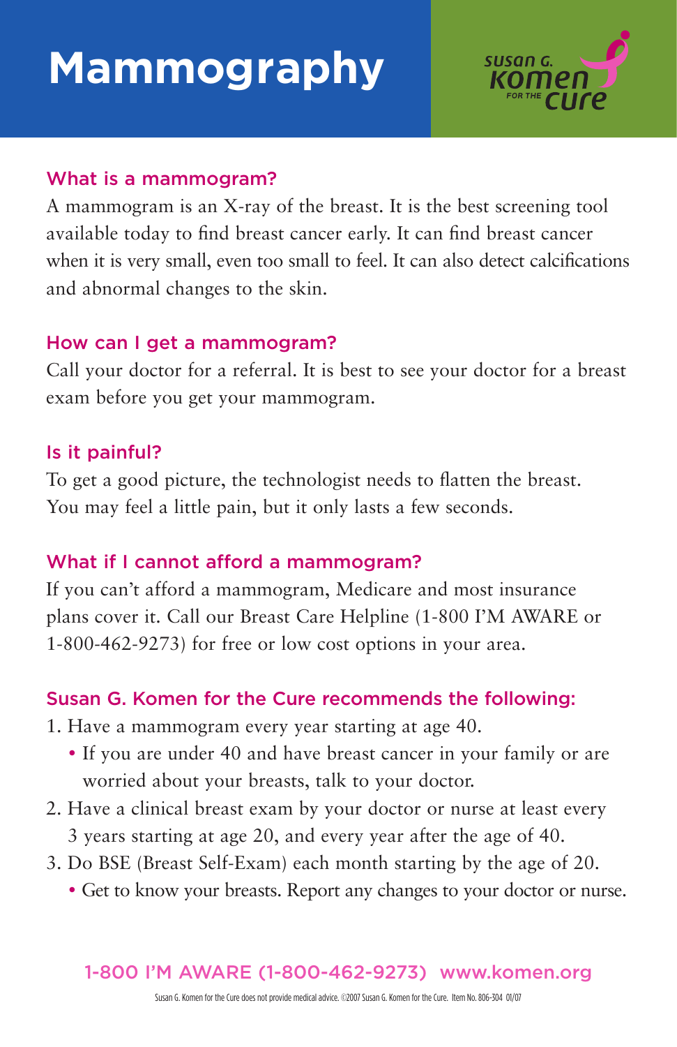# Mammography

SUSAN G. KOMEN FOR THE CURE

## What is a mammogram?

A mammogram is an X-ray of the breast. It is the best screening tool available today to find breast cancer early. It can find breast cancer when it is very small, even too small to feel. It can also detect calcifications and abnormal changes to the skin.

## How can I get a mammogram?

Call your doctor for a referral. It is best to see your doctor for a breast exam before you get your mammogram.

## Is it painful?

To get a good picture, the technologist needs to flatten the breast. You may feel a little pain, but it only lasts a few seconds.

## What if I cannot afford a mammogram?

If you can't afford a mammogram, Medicare and most insurance plans cover it. Call our Breast Care Helpline (1-800 I'M AWARE or 1-800-462-9273) for free or low cost options in your area.

## Susan G. Komen for the Cure recommends the following:

1. Have a mammogram every year starting at age 40.
   - If you are under 40 and have breast cancer in your family or are worried about your breasts, talk to your doctor.
2. Have a clinical breast exam by your doctor or nurse at least every 3 years starting at age 20, and every year after the age of 40.
3. Do BSE (Breast Self-Exam) each month starting by the age of 20.
   - Get to know your breasts. Report any changes to your doctor or nurse.

1-800 I'M AWARE (1-800-462-9273) www.komen.org

Susan G. Komen for the Cure does not provide medical advice. ©2007 Susan G. Komen for the Cure. Item No. 806-304 01/07